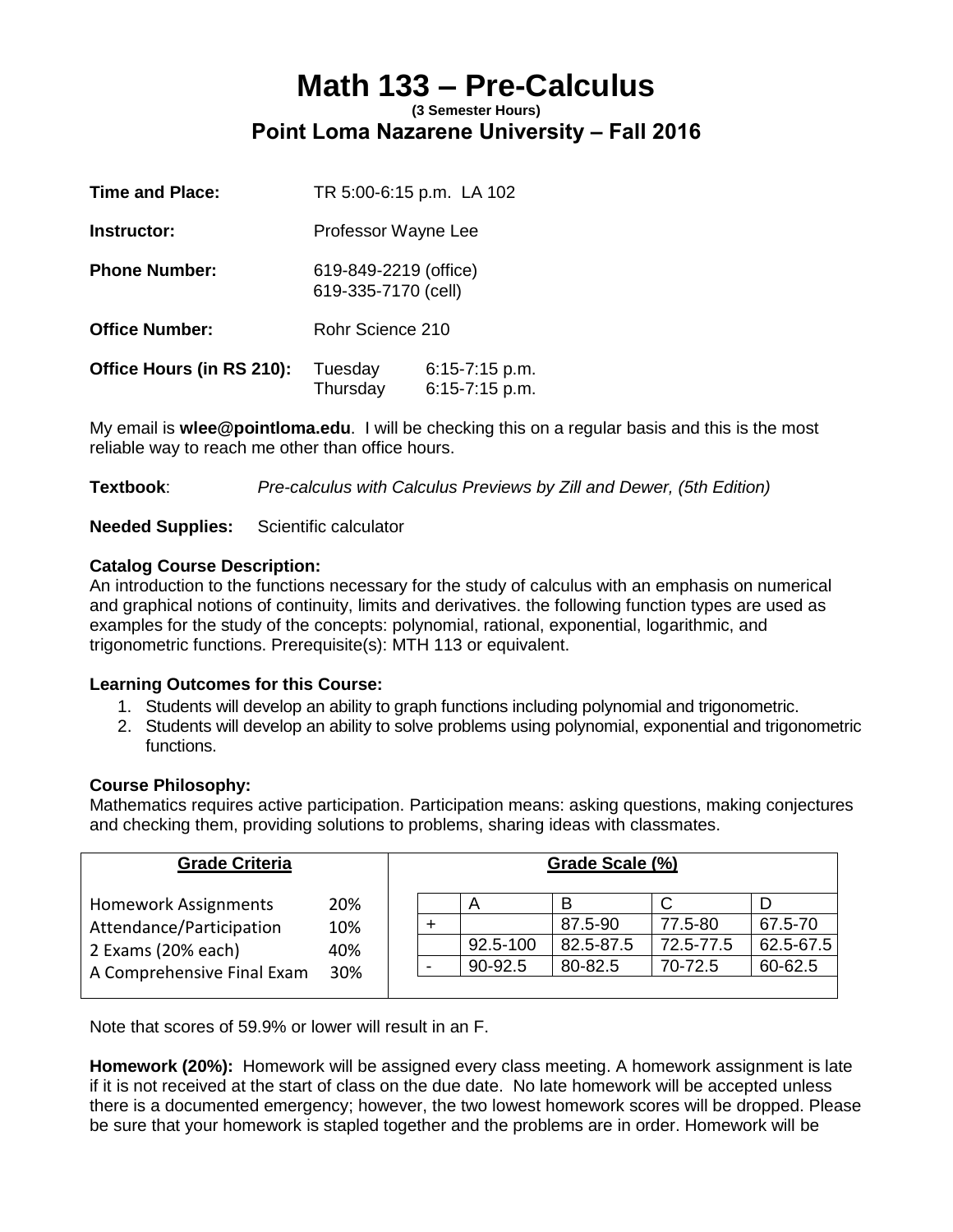# Math 133 – Pre-Calculus

**(3 Semester Hours)**

## Point Loma Nazarene University – Fall 2016

**Time and Place:** TR 5:00-6:15 p.m. LA 102

**Instructor:** Professor Wayne Lee

**Phone Number:** 619-849-2219 (office)
619-335-7170 (cell)

**Office Number:** Rohr Science 210

**Office Hours (in RS 210):** Tuesday 6:15-7:15 p.m.
Thursday 6:15-7:15 p.m.

My email is **wlee@pointloma.edu**. I will be checking this on a regular basis and this is the most reliable way to reach me other than office hours.

**Textbook**: *Pre-calculus with Calculus Previews by Zill and Dewer, (5th Edition)*

**Needed Supplies:** Scientific calculator

**Catalog Course Description:**
An introduction to the functions necessary for the study of calculus with an emphasis on numerical and graphical notions of continuity, limits and derivatives. the following function types are used as examples for the study of the concepts: polynomial, rational, exponential, logarithmic, and trigonometric functions. Prerequisite(s): MTH 113 or equivalent.

**Learning Outcomes for this Course:**

1. Students will develop an ability to graph functions including polynomial and trigonometric.
2. Students will develop an ability to solve problems using polynomial, exponential and trigonometric functions.

**Course Philosophy:**
Mathematics requires active participation. Participation means: asking questions, making conjectures and checking them, providing solutions to problems, sharing ideas with classmates.

**Grade Criteria**

| | |
|---|---|
| Homework Assignments | 20% |
| Attendance/Participation | 10% |
| 2 Exams (20% each) | 40% |
| A Comprehensive Final Exam | 30% |

**Grade Scale (%)**

| | A | B | C | D |
|---|---|---|---|---|
| + | | 87.5-90 | 77.5-80 | 67.5-70 |
| | 92.5-100 | 82.5-87.5 | 72.5-77.5 | 62.5-67.5 |
| - | 90-92.5 | 80-82.5 | 70-72.5 | 60-62.5 |

Note that scores of 59.9% or lower will result in an F.

**Homework (20%):** Homework will be assigned every class meeting. A homework assignment is late if it is not received at the start of class on the due date. No late homework will be accepted unless there is a documented emergency; however, the two lowest homework scores will be dropped. Please be sure that your homework is stapled together and the problems are in order. Homework will be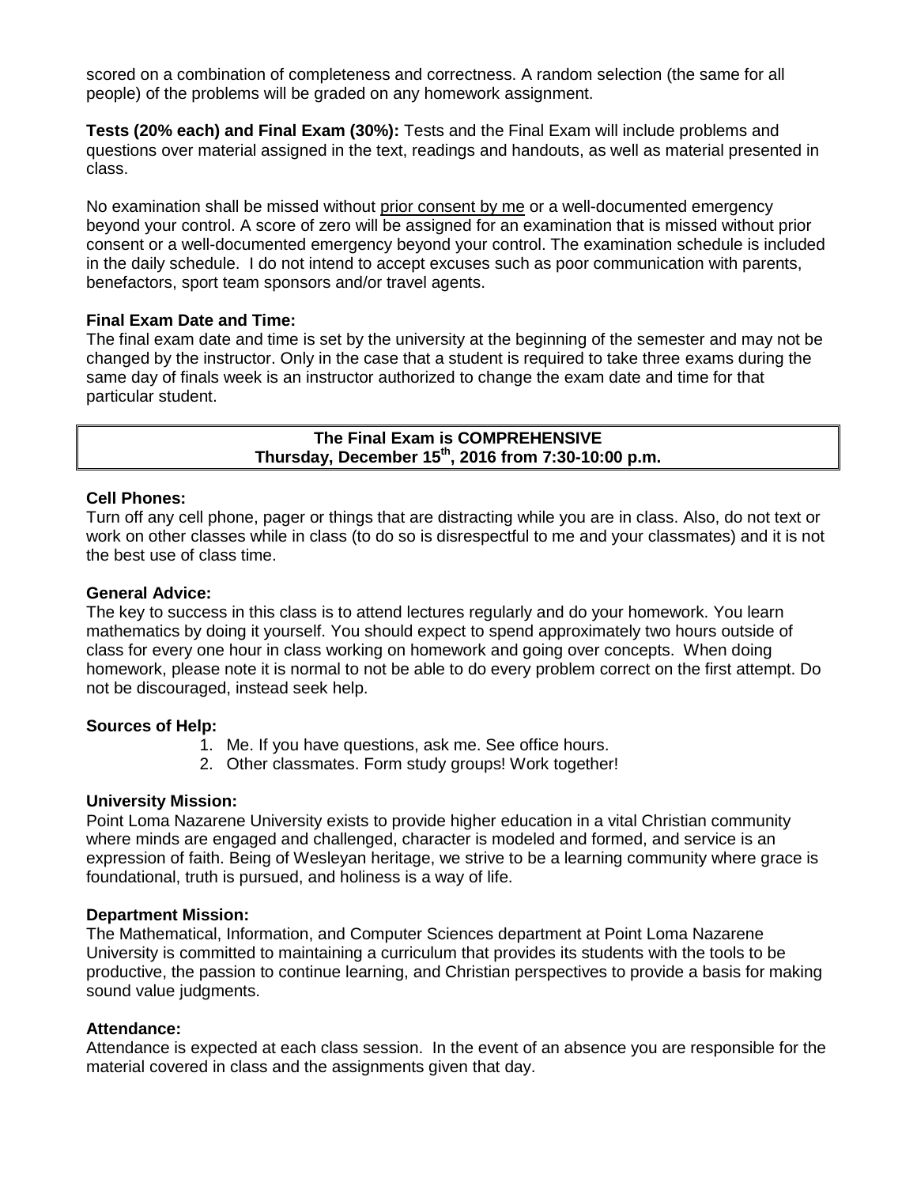scored on a combination of completeness and correctness. A random selection (the same for all people) of the problems will be graded on any homework assignment.

**Tests (20% each) and Final Exam (30%):** Tests and the Final Exam will include problems and questions over material assigned in the text, readings and handouts, as well as material presented in class.

No examination shall be missed without prior consent by me or a well-documented emergency beyond your control. A score of zero will be assigned for an examination that is missed without prior consent or a well-documented emergency beyond your control. The examination schedule is included in the daily schedule. I do not intend to accept excuses such as poor communication with parents, benefactors, sport team sponsors and/or travel agents.

**Final Exam Date and Time:**

The final exam date and time is set by the university at the beginning of the semester and may not be changed by the instructor. Only in the case that a student is required to take three exams during the same day of finals week is an instructor authorized to change the exam date and time for that particular student.

**The Final Exam is COMPREHENSIVE**
**Thursday, December 15th, 2016 from 7:30-10:00 p.m.**

**Cell Phones:**

Turn off any cell phone, pager or things that are distracting while you are in class. Also, do not text or work on other classes while in class (to do so is disrespectful to me and your classmates) and it is not the best use of class time.

**General Advice:**

The key to success in this class is to attend lectures regularly and do your homework. You learn mathematics by doing it yourself. You should expect to spend approximately two hours outside of class for every one hour in class working on homework and going over concepts. When doing homework, please note it is normal to not be able to do every problem correct on the first attempt. Do not be discouraged, instead seek help.

**Sources of Help:**

1. Me. If you have questions, ask me. See office hours.
2. Other classmates. Form study groups! Work together!

**University Mission:**

Point Loma Nazarene University exists to provide higher education in a vital Christian community where minds are engaged and challenged, character is modeled and formed, and service is an expression of faith. Being of Wesleyan heritage, we strive to be a learning community where grace is foundational, truth is pursued, and holiness is a way of life.

**Department Mission:**

The Mathematical, Information, and Computer Sciences department at Point Loma Nazarene University is committed to maintaining a curriculum that provides its students with the tools to be productive, the passion to continue learning, and Christian perspectives to provide a basis for making sound value judgments.

**Attendance:**

Attendance is expected at each class session. In the event of an absence you are responsible for the material covered in class and the assignments given that day.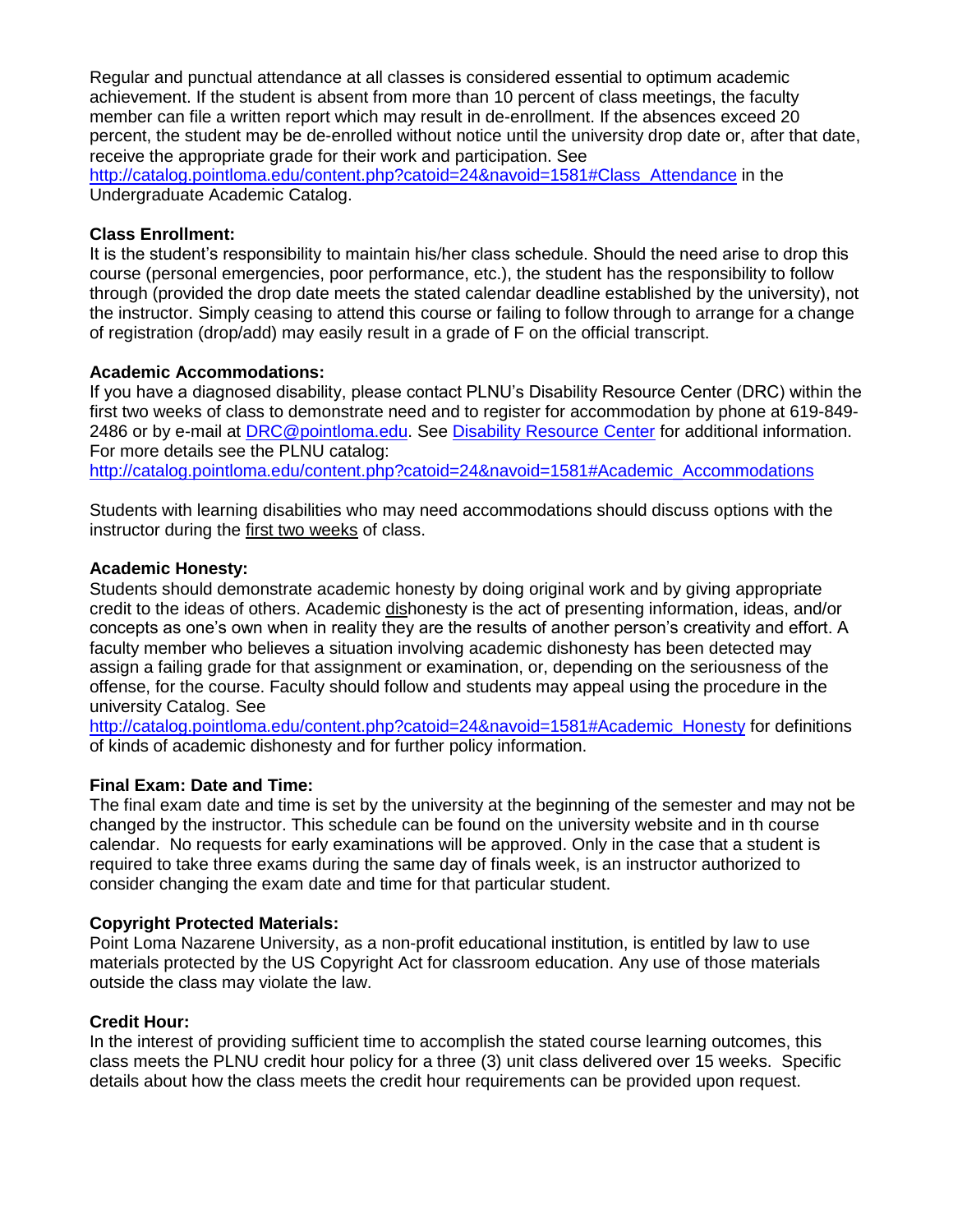Regular and punctual attendance at all classes is considered essential to optimum academic achievement. If the student is absent from more than 10 percent of class meetings, the faculty member can file a written report which may result in de-enrollment. If the absences exceed 20 percent, the student may be de-enrolled without notice until the university drop date or, after that date, receive the appropriate grade for their work and participation. See [http://catalog.pointloma.edu/content.php?catoid=24&navoid=1581#Class_Attendance](http://catalog.pointloma.edu/content.php?catoid=24&navoid=1581#Class_Attendance) in the Undergraduate Academic Catalog.

**Class Enrollment:**
It is the student's responsibility to maintain his/her class schedule. Should the need arise to drop this course (personal emergencies, poor performance, etc.), the student has the responsibility to follow through (provided the drop date meets the stated calendar deadline established by the university), not the instructor. Simply ceasing to attend this course or failing to follow through to arrange for a change of registration (drop/add) may easily result in a grade of F on the official transcript.

**Academic Accommodations:**
If you have a diagnosed disability, please contact PLNU's Disability Resource Center (DRC) within the first two weeks of class to demonstrate need and to register for accommodation by phone at 619-849-2486 or by e-mail at [DRC@pointloma.edu](mailto:DRC@pointloma.edu). See Disability Resource Center for additional information. For more details see the PLNU catalog:
[http://catalog.pointloma.edu/content.php?catoid=24&navoid=1581#Academic_Accommodations](http://catalog.pointloma.edu/content.php?catoid=24&navoid=1581#Academic_Accommodations)

Students with learning disabilities who may need accommodations should discuss options with the instructor during the first two weeks of class.

**Academic Honesty:**
Students should demonstrate academic honesty by doing original work and by giving appropriate credit to the ideas of others. Academic dishonesty is the act of presenting information, ideas, and/or concepts as one's own when in reality they are the results of another person's creativity and effort. A faculty member who believes a situation involving academic dishonesty has been detected may assign a failing grade for that assignment or examination, or, depending on the seriousness of the offense, for the course. Faculty should follow and students may appeal using the procedure in the university Catalog. See [http://catalog.pointloma.edu/content.php?catoid=24&navoid=1581#Academic_Honesty](http://catalog.pointloma.edu/content.php?catoid=24&navoid=1581#Academic_Honesty) for definitions of kinds of academic dishonesty and for further policy information.

**Final Exam: Date and Time:**
The final exam date and time is set by the university at the beginning of the semester and may not be changed by the instructor. This schedule can be found on the university website and in th course calendar. No requests for early examinations will be approved. Only in the case that a student is required to take three exams during the same day of finals week, is an instructor authorized to consider changing the exam date and time for that particular student.

**Copyright Protected Materials:**
Point Loma Nazarene University, as a non-profit educational institution, is entitled by law to use materials protected by the US Copyright Act for classroom education. Any use of those materials outside the class may violate the law.

**Credit Hour:**
In the interest of providing sufficient time to accomplish the stated course learning outcomes, this class meets the PLNU credit hour policy for a three (3) unit class delivered over 15 weeks. Specific details about how the class meets the credit hour requirements can be provided upon request.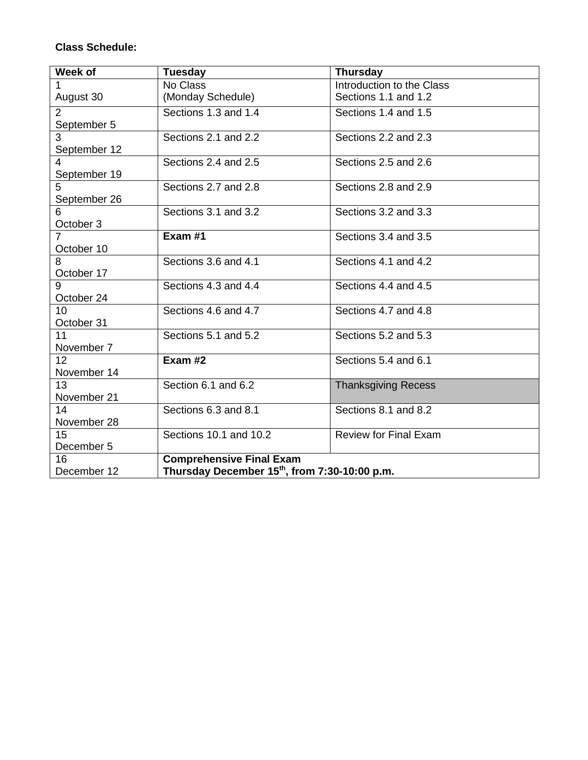**Class Schedule:**

| Week of | Tuesday | Thursday |
|---|---|---|
| 1<br>August 30 | No Class<br>(Monday Schedule) | Introduction to the Class<br>Sections 1.1 and 1.2 |
| 2<br>September 5 | Sections 1.3 and 1.4 | Sections 1.4 and 1.5 |
| 3<br>September 12 | Sections 2.1 and 2.2 | Sections 2.2 and 2.3 |
| 4<br>September 19 | Sections 2.4 and 2.5 | Sections 2.5 and 2.6 |
| 5<br>September 26 | Sections 2.7 and 2.8 | Sections 2.8 and 2.9 |
| 6<br>October 3 | Sections 3.1 and 3.2 | Sections 3.2 and 3.3 |
| 7<br>October 10 | **Exam #1** | Sections 3.4 and 3.5 |
| 8<br>October 17 | Sections 3.6 and 4.1 | Sections 4.1 and 4.2 |
| 9<br>October 24 | Sections 4.3 and 4.4 | Sections 4.4 and 4.5 |
| 10<br>October 31 | Sections 4.6 and 4.7 | Sections 4.7 and 4.8 |
| 11<br>November 7 | Sections 5.1 and 5.2 | Sections 5.2 and 5.3 |
| 12<br>November 14 | **Exam #2** | Sections 5.4 and 6.1 |
| 13<br>November 21 | Section 6.1 and 6.2 | Thanksgiving Recess |
| 14<br>November 28 | Sections 6.3 and 8.1 | Sections 8.1 and 8.2 |
| 15<br>December 5 | Sections 10.1 and 10.2 | Review for Final Exam |
| 16<br>December 12 | **Comprehensive Final Exam**<br>**Thursday December 15th, from 7:30-10:00 p.m.** | |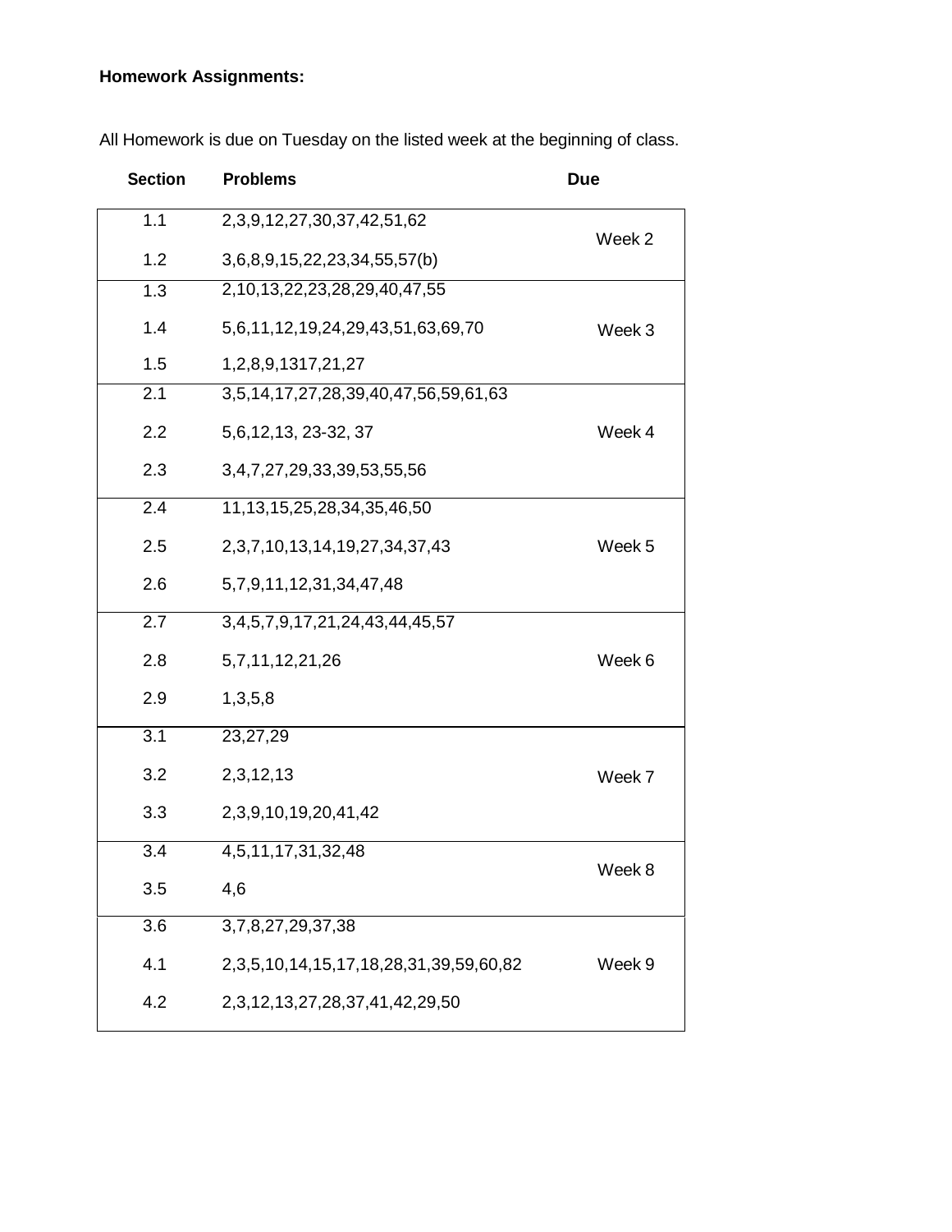**Homework Assignments:**

All Homework is due on Tuesday on the listed week at the beginning of class.

| Section | Problems | Due |
| --- | --- | --- |
| 1.1 | 2,3,9,12,27,30,37,42,51,62 | Week 2 |
| 1.2 | 3,6,8,9,15,22,23,34,55,57(b) | |
| 1.3 | 2,10,13,22,23,28,29,40,47,55 | Week 3 |
| 1.4 | 5,6,11,12,19,24,29,43,51,63,69,70 | |
| 1.5 | 1,2,8,9,1317,21,27 | |
| 2.1 | 3,5,14,17,27,28,39,40,47,56,59,61,63 | Week 4 |
| 2.2 | 5,6,12,13, 23-32, 37 | |
| 2.3 | 3,4,7,27,29,33,39,53,55,56 | |
| 2.4 | 11,13,15,25,28,34,35,46,50 | Week 5 |
| 2.5 | 2,3,7,10,13,14,19,27,34,37,43 | |
| 2.6 | 5,7,9,11,12,31,34,47,48 | |
| 2.7 | 3,4,5,7,9,17,21,24,43,44,45,57 | Week 6 |
| 2.8 | 5,7,11,12,21,26 | |
| 2.9 | 1,3,5,8 | |
| 3.1 | 23,27,29 | Week 7 |
| 3.2 | 2,3,12,13 | |
| 3.3 | 2,3,9,10,19,20,41,42 | |
| 3.4 | 4,5,11,17,31,32,48 | Week 8 |
| 3.5 | 4,6 | |
| 3.6 | 3,7,8,27,29,37,38 | Week 9 |
| 4.1 | 2,3,5,10,14,15,17,18,28,31,39,59,60,82 | |
| 4.2 | 2,3,12,13,27,28,37,41,42,29,50 | |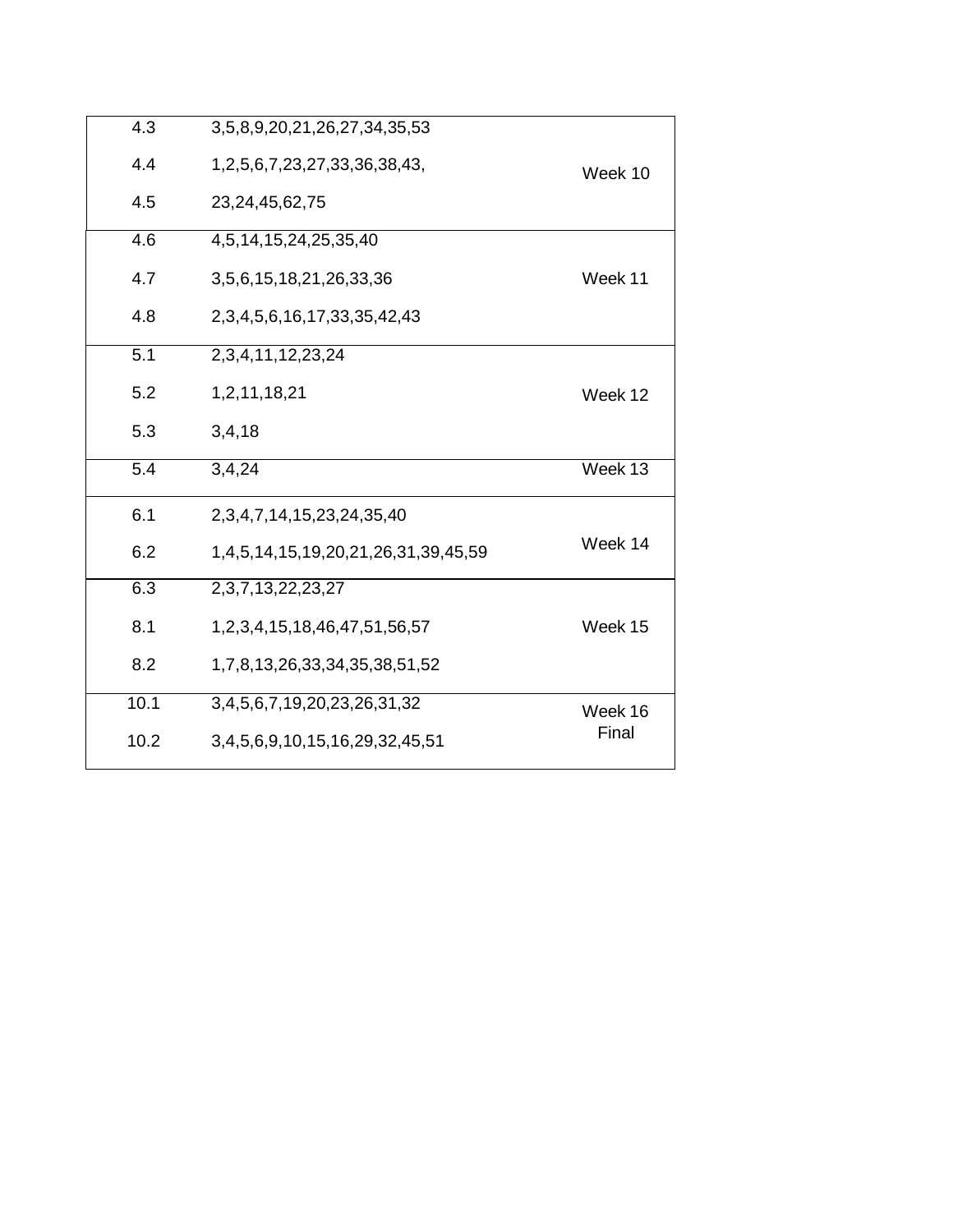| | | |
|---|---|---|
| 4.3 | 3,5,8,9,20,21,26,27,34,35,53 | Week 10 |
| 4.4 | 1,2,5,6,7,23,27,33,36,38,43, | |
| 4.5 | 23,24,45,62,75 | |
| 4.6 | 4,5,14,15,24,25,35,40 | Week 11 |
| 4.7 | 3,5,6,15,18,21,26,33,36 | |
| 4.8 | 2,3,4,5,6,16,17,33,35,42,43 | |
| 5.1 | 2,3,4,11,12,23,24 | Week 12 |
| 5.2 | 1,2,11,18,21 | |
| 5.3 | 3,4,18 | |
| 5.4 | 3,4,24 | Week 13 |
| 6.1 | 2,3,4,7,14,15,23,24,35,40 | Week 14 |
| 6.2 | 1,4,5,14,15,19,20,21,26,31,39,45,59 | |
| 6.3 | 2,3,7,13,22,23,27 | Week 15 |
| 8.1 | 1,2,3,4,15,18,46,47,51,56,57 | |
| 8.2 | 1,7,8,13,26,33,34,35,38,51,52 | |
| 10.1 | 3,4,5,6,7,19,20,23,26,31,32 | Week 16 Final |
| 10.2 | 3,4,5,6,9,10,15,16,29,32,45,51 | |